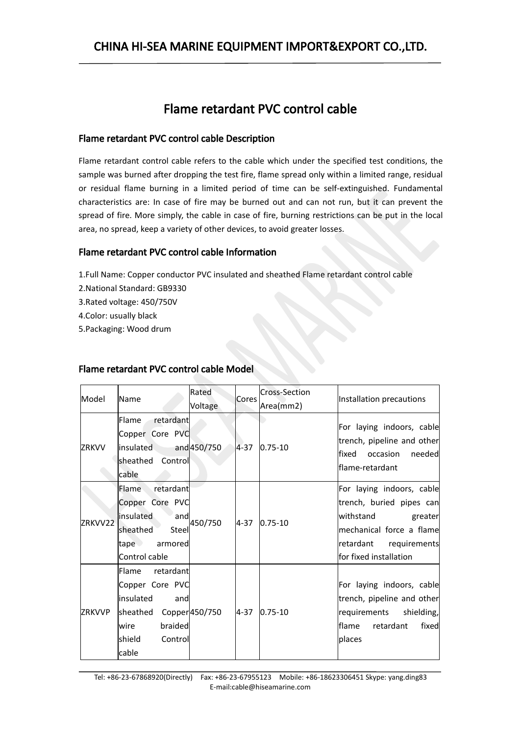# Flame retardant PVC control cable

## Flame retardant PVC control cable Description

Flame retardant control cable refers to the cable which under the specified test conditions, the sample was burned after dropping the test fire, flame spread only within a limited range, residual or residual flame burning in a limited period of time can be self-extinguished. Fundamental characteristics are: In case of fire may be burned out and can not run, but it can prevent the spread of fire. More simply, the cable in case of fire, burning restrictions can be put in the local area, no spread, keep a variety of other devices, to avoid greater losses.

## Flame retardant PVC control cable Information

1.Full Name: Copper conductor PVC insulated and sheathed Flame retardant control cable
2.National Standard: GB9330
3.Rated voltage: 450/750V
4.Color: usually black
5.Packaging: Wood drum

## Flame retardant PVC control cable Model

| Model | Name | Rated Voltage | Cores | Cross-Section Area(mm2) | Installation precautions |
|---|---|---|---|---|---|
| ZRKVV | Flame retardant Copper Core PVC insulated and sheathed Control cable | 450/750 | 4-37 | 0.75-10 | For laying indoors, cable trench, pipeline and other fixed occasion needed flame-retardant |
| ZRKVV22 | Flame retardant Copper Core PVC insulated and sheathed Steel tape armored Control cable | 450/750 | 4-37 | 0.75-10 | For laying indoors, cable trench, buried pipes can withstand greater mechanical force a flame retardant requirements for fixed installation |
| ZRKVVP | Flame retardant Copper Core PVC insulated and sheathed Copper wire braided shield Control cable | 450/750 | 4-37 | 0.75-10 | For laying indoors, cable trench, pipeline and other requirements shielding, flame retardant fixed places |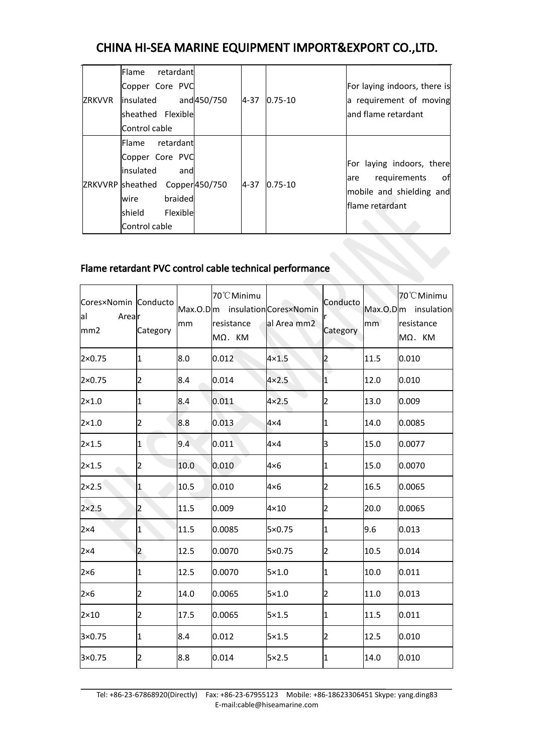| | | | | | |
|---|---|---|---|---|---|
| ZRKVVR | Flame retardant Copper Core PVC insulated and sheathed Flexible Control cable | 450/750 | 4-37 | 0.75-10 | For laying indoors, there is a requirement of moving and flame retardant |
| ZRKVVRP | Flame retardant Copper Core PVC insulated and sheathed Copper wire braided shield Flexible Control cable | 450/750 | 4-37 | 0.75-10 | For laying indoors, there are requirements of mobile and shielding and flame retardant |

## Flame retardant PVC control cable technical performance

| Cores×Nominal Area mm2 | Conductor Category | Max.O.D mm | 70℃Minimum insulation resistance MΩ．KM | Cores×Nominal Area mm2 | Conductor Category | Max.O.D mm | 70℃Minimum insulation resistance MΩ．KM |
|---|---|---|---|---|---|---|---|
| 2×0.75 | 1 | 8.0 | 0.012 | 4×1.5 | 2 | 11.5 | 0.010 |
| 2×0.75 | 2 | 8.4 | 0.014 | 4×2.5 | 1 | 12.0 | 0.010 |
| 2×1.0 | 1 | 8.4 | 0.011 | 4×2.5 | 2 | 13.0 | 0.009 |
| 2×1.0 | 2 | 8.8 | 0.013 | 4×4 | 1 | 14.0 | 0.0085 |
| 2×1.5 | 1 | 9.4 | 0.011 | 4×4 | 3 | 15.0 | 0.0077 |
| 2×1.5 | 2 | 10.0 | 0.010 | 4×6 | 1 | 15.0 | 0.0070 |
| 2×2.5 | 1 | 10.5 | 0.010 | 4×6 | 2 | 16.5 | 0.0065 |
| 2×2.5 | 2 | 11.5 | 0.009 | 4×10 | 2 | 20.0 | 0.0065 |
| 2×4 | 1 | 11.5 | 0.0085 | 5×0.75 | 1 | 9.6 | 0.013 |
| 2×4 | 2 | 12.5 | 0.0070 | 5×0.75 | 2 | 10.5 | 0.014 |
| 2×6 | 1 | 12.5 | 0.0070 | 5×1.0 | 1 | 10.0 | 0.011 |
| 2×6 | 2 | 14.0 | 0.0065 | 5×1.0 | 2 | 11.0 | 0.013 |
| 2×10 | 2 | 17.5 | 0.0065 | 5×1.5 | 1 | 11.5 | 0.011 |
| 3×0.75 | 1 | 8.4 | 0.012 | 5×1.5 | 2 | 12.5 | 0.010 |
| 3×0.75 | 2 | 8.8 | 0.014 | 5×2.5 | 1 | 14.0 | 0.010 |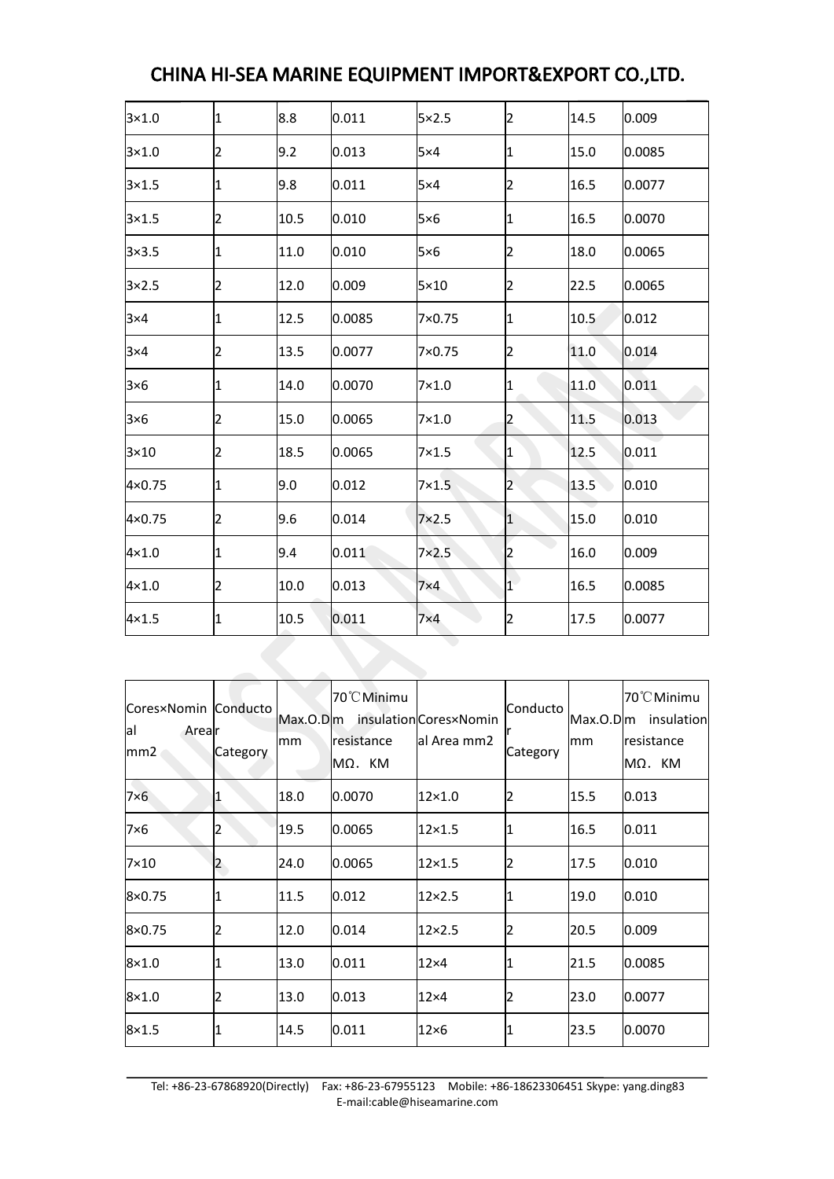| | | | | | | | |
|---|---|---|---|---|---|---|---|
| 3×1.0 | 1 | 8.8 | 0.011 | 5×2.5 | 2 | 14.5 | 0.009 |
| 3×1.0 | 2 | 9.2 | 0.013 | 5×4 | 1 | 15.0 | 0.0085 |
| 3×1.5 | 1 | 9.8 | 0.011 | 5×4 | 2 | 16.5 | 0.0077 |
| 3×1.5 | 2 | 10.5 | 0.010 | 5×6 | 1 | 16.5 | 0.0070 |
| 3×3.5 | 1 | 11.0 | 0.010 | 5×6 | 2 | 18.0 | 0.0065 |
| 3×2.5 | 2 | 12.0 | 0.009 | 5×10 | 2 | 22.5 | 0.0065 |
| 3×4 | 1 | 12.5 | 0.0085 | 7×0.75 | 1 | 10.5 | 0.012 |
| 3×4 | 2 | 13.5 | 0.0077 | 7×0.75 | 2 | 11.0 | 0.014 |
| 3×6 | 1 | 14.0 | 0.0070 | 7×1.0 | 1 | 11.0 | 0.011 |
| 3×6 | 2 | 15.0 | 0.0065 | 7×1.0 | 2 | 11.5 | 0.013 |
| 3×10 | 2 | 18.5 | 0.0065 | 7×1.5 | 1 | 12.5 | 0.011 |
| 4×0.75 | 1 | 9.0 | 0.012 | 7×1.5 | 2 | 13.5 | 0.010 |
| 4×0.75 | 2 | 9.6 | 0.014 | 7×2.5 | 1 | 15.0 | 0.010 |
| 4×1.0 | 1 | 9.4 | 0.011 | 7×2.5 | 2 | 16.0 | 0.009 |
| 4×1.0 | 2 | 10.0 | 0.013 | 7×4 | 1 | 16.5 | 0.0085 |
| 4×1.5 | 1 | 10.5 | 0.011 | 7×4 | 2 | 17.5 | 0.0077 |

| Cores×Nominal Area mm2 | Conductor Category | Max.O.D mm | 70℃Minimum insulation resistance MΩ．KM | Cores×Nominal Area mm2 | Conductor Category | Max.O.D mm | 70℃Minimum insulation resistance MΩ．KM |
|---|---|---|---|---|---|---|---|
| 7×6 | 1 | 18.0 | 0.0070 | 12×1.0 | 2 | 15.5 | 0.013 |
| 7×6 | 2 | 19.5 | 0.0065 | 12×1.5 | 1 | 16.5 | 0.011 |
| 7×10 | 2 | 24.0 | 0.0065 | 12×1.5 | 2 | 17.5 | 0.010 |
| 8×0.75 | 1 | 11.5 | 0.012 | 12×2.5 | 1 | 19.0 | 0.010 |
| 8×0.75 | 2 | 12.0 | 0.014 | 12×2.5 | 2 | 20.5 | 0.009 |
| 8×1.0 | 1 | 13.0 | 0.011 | 12×4 | 1 | 21.5 | 0.0085 |
| 8×1.0 | 2 | 13.0 | 0.013 | 12×4 | 2 | 23.0 | 0.0077 |
| 8×1.5 | 1 | 14.5 | 0.011 | 12×6 | 1 | 23.5 | 0.0070 |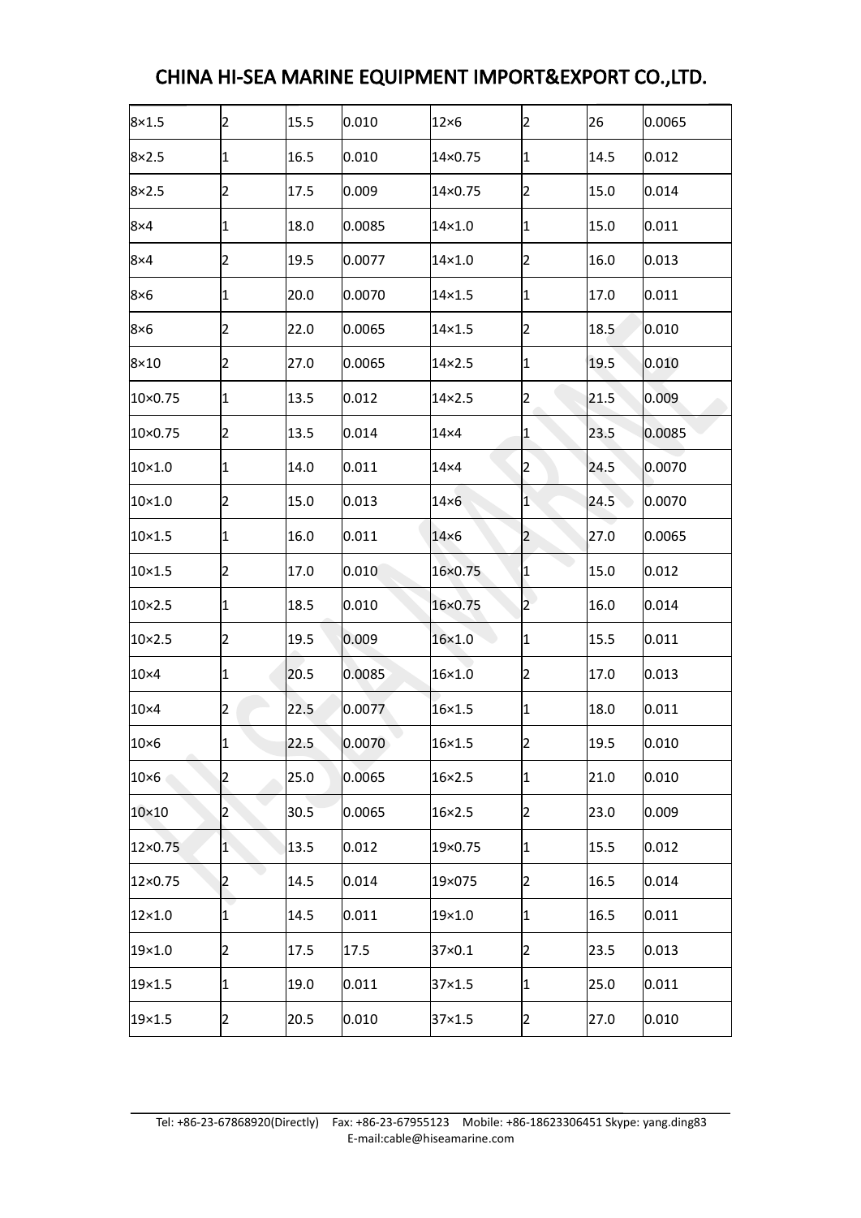| | | | | | | | |
|---|---|---|---|---|---|---|---|
| 8×1.5 | 2 | 15.5 | 0.010 | 12×6 | 2 | 26 | 0.0065 |
| 8×2.5 | 1 | 16.5 | 0.010 | 14×0.75 | 1 | 14.5 | 0.012 |
| 8×2.5 | 2 | 17.5 | 0.009 | 14×0.75 | 2 | 15.0 | 0.014 |
| 8×4 | 1 | 18.0 | 0.0085 | 14×1.0 | 1 | 15.0 | 0.011 |
| 8×4 | 2 | 19.5 | 0.0077 | 14×1.0 | 2 | 16.0 | 0.013 |
| 8×6 | 1 | 20.0 | 0.0070 | 14×1.5 | 1 | 17.0 | 0.011 |
| 8×6 | 2 | 22.0 | 0.0065 | 14×1.5 | 2 | 18.5 | 0.010 |
| 8×10 | 2 | 27.0 | 0.0065 | 14×2.5 | 1 | 19.5 | 0.010 |
| 10×0.75 | 1 | 13.5 | 0.012 | 14×2.5 | 2 | 21.5 | 0.009 |
| 10×0.75 | 2 | 13.5 | 0.014 | 14×4 | 1 | 23.5 | 0.0085 |
| 10×1.0 | 1 | 14.0 | 0.011 | 14×4 | 2 | 24.5 | 0.0070 |
| 10×1.0 | 2 | 15.0 | 0.013 | 14×6 | 1 | 24.5 | 0.0070 |
| 10×1.5 | 1 | 16.0 | 0.011 | 14×6 | 2 | 27.0 | 0.0065 |
| 10×1.5 | 2 | 17.0 | 0.010 | 16×0.75 | 1 | 15.0 | 0.012 |
| 10×2.5 | 1 | 18.5 | 0.010 | 16×0.75 | 2 | 16.0 | 0.014 |
| 10×2.5 | 2 | 19.5 | 0.009 | 16×1.0 | 1 | 15.5 | 0.011 |
| 10×4 | 1 | 20.5 | 0.0085 | 16×1.0 | 2 | 17.0 | 0.013 |
| 10×4 | 2 | 22.5 | 0.0077 | 16×1.5 | 1 | 18.0 | 0.011 |
| 10×6 | 1 | 22.5 | 0.0070 | 16×1.5 | 2 | 19.5 | 0.010 |
| 10×6 | 2 | 25.0 | 0.0065 | 16×2.5 | 1 | 21.0 | 0.010 |
| 10×10 | 2 | 30.5 | 0.0065 | 16×2.5 | 2 | 23.0 | 0.009 |
| 12×0.75 | 1 | 13.5 | 0.012 | 19×0.75 | 1 | 15.5 | 0.012 |
| 12×0.75 | 2 | 14.5 | 0.014 | 19×075 | 2 | 16.5 | 0.014 |
| 12×1.0 | 1 | 14.5 | 0.011 | 19×1.0 | 1 | 16.5 | 0.011 |
| 19×1.0 | 2 | 17.5 | 17.5 | 37×0.1 | 2 | 23.5 | 0.013 |
| 19×1.5 | 1 | 19.0 | 0.011 | 37×1.5 | 1 | 25.0 | 0.011 |
| 19×1.5 | 2 | 20.5 | 0.010 | 37×1.5 | 2 | 27.0 | 0.010 |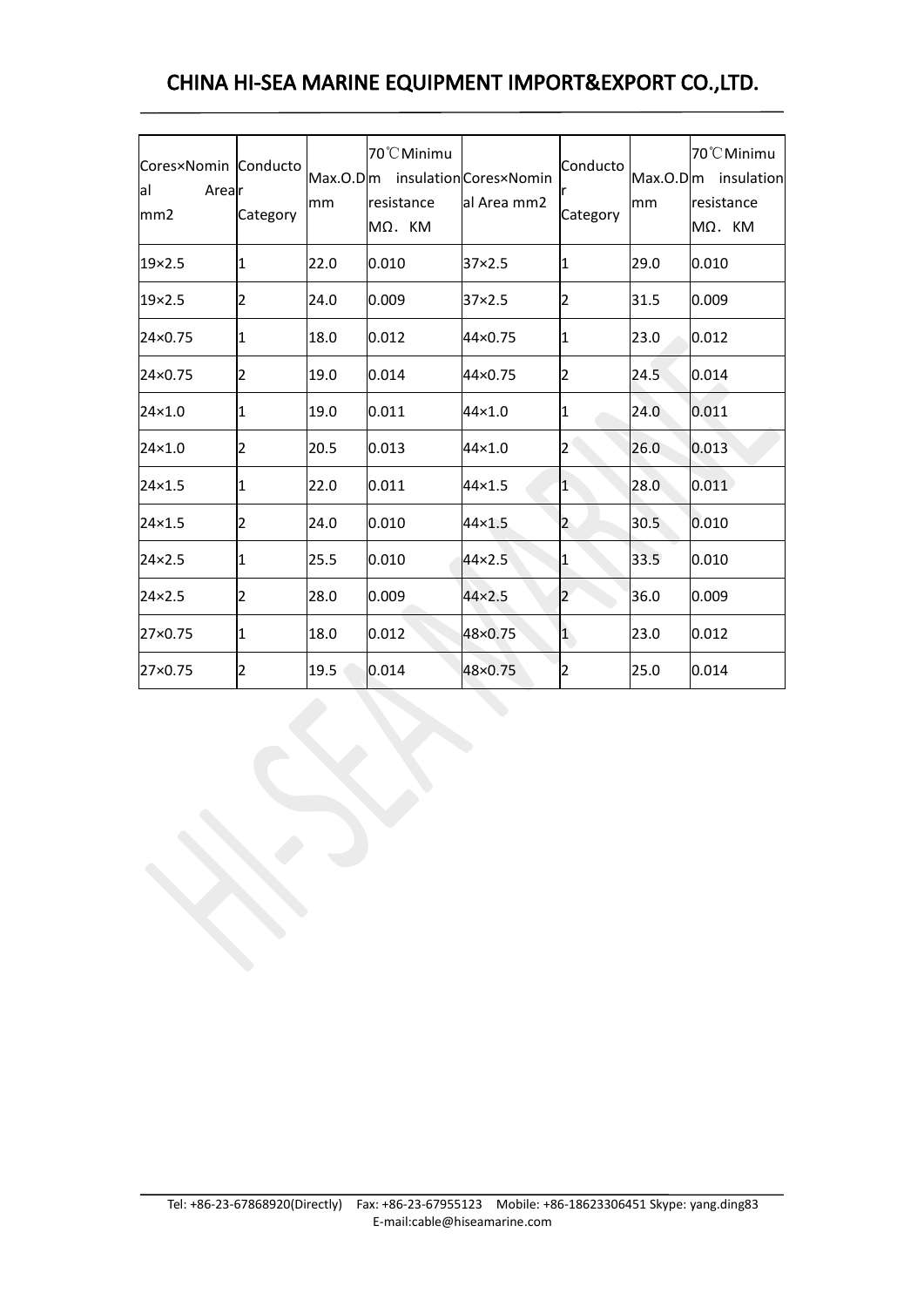| Cores×Nominal Area mm2 | Conductor Category | Max.O.D mm | 70℃Minimum insulation resistance MΩ．KM | Cores×Nominal Area mm2 | Conductor Category | Max.O.D mm | 70℃Minimum insulation resistance MΩ．KM |
|---|---|---|---|---|---|---|---|
| 19×2.5 | 1 | 22.0 | 0.010 | 37×2.5 | 1 | 29.0 | 0.010 |
| 19×2.5 | 2 | 24.0 | 0.009 | 37×2.5 | 2 | 31.5 | 0.009 |
| 24×0.75 | 1 | 18.0 | 0.012 | 44×0.75 | 1 | 23.0 | 0.012 |
| 24×0.75 | 2 | 19.0 | 0.014 | 44×0.75 | 2 | 24.5 | 0.014 |
| 24×1.0 | 1 | 19.0 | 0.011 | 44×1.0 | 1 | 24.0 | 0.011 |
| 24×1.0 | 2 | 20.5 | 0.013 | 44×1.0 | 2 | 26.0 | 0.013 |
| 24×1.5 | 1 | 22.0 | 0.011 | 44×1.5 | 1 | 28.0 | 0.011 |
| 24×1.5 | 2 | 24.0 | 0.010 | 44×1.5 | 2 | 30.5 | 0.010 |
| 24×2.5 | 1 | 25.5 | 0.010 | 44×2.5 | 1 | 33.5 | 0.010 |
| 24×2.5 | 2 | 28.0 | 0.009 | 44×2.5 | 2 | 36.0 | 0.009 |
| 27×0.75 | 1 | 18.0 | 0.012 | 48×0.75 | 1 | 23.0 | 0.012 |
| 27×0.75 | 2 | 19.5 | 0.014 | 48×0.75 | 2 | 25.0 | 0.014 |